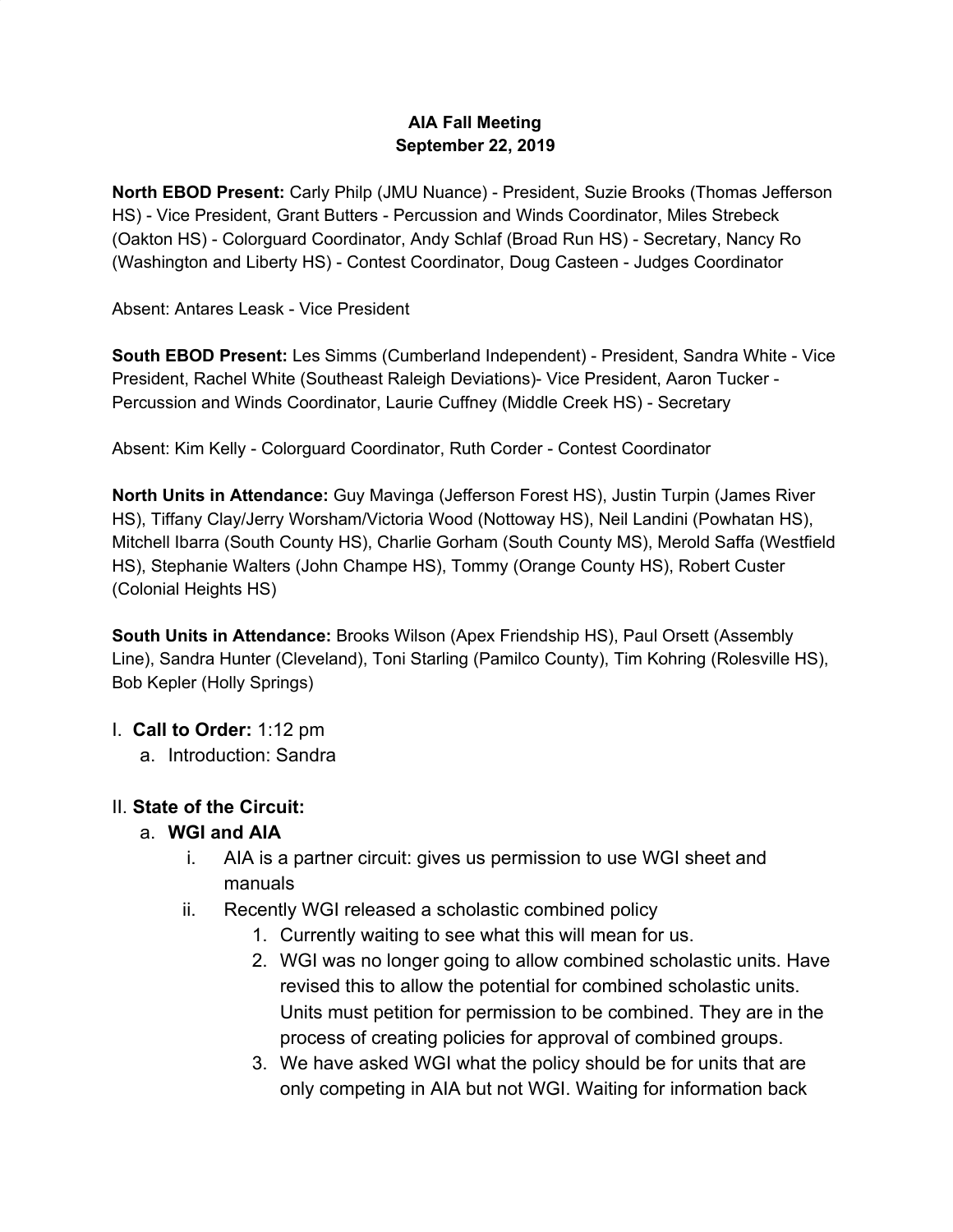**AIA Fall Meeting**
**September 22, 2019**

**North EBOD Present:** Carly Philp (JMU Nuance) - President, Suzie Brooks (Thomas Jefferson HS) - Vice President, Grant Butters - Percussion and Winds Coordinator, Miles Strebeck (Oakton HS) - Colorguard Coordinator, Andy Schlaf (Broad Run HS) - Secretary, Nancy Ro (Washington and Liberty HS) - Contest Coordinator, Doug Casteen - Judges Coordinator

Absent: Antares Leask - Vice President

**South EBOD Present:** Les Simms (Cumberland Independent) - President, Sandra White - Vice President, Rachel White (Southeast Raleigh Deviations)- Vice President, Aaron Tucker - Percussion and Winds Coordinator, Laurie Cuffney (Middle Creek HS) - Secretary

Absent: Kim Kelly - Colorguard Coordinator, Ruth Corder - Contest Coordinator

**North Units in Attendance:** Guy Mavinga (Jefferson Forest HS), Justin Turpin (James River HS), Tiffany Clay/Jerry Worsham/Victoria Wood (Nottoway HS), Neil Landini (Powhatan HS), Mitchell Ibarra (South County HS), Charlie Gorham (South County MS), Merold Saffa (Westfield HS), Stephanie Walters (John Champe HS), Tommy (Orange County HS), Robert Custer (Colonial Heights HS)

**South Units in Attendance:** Brooks Wilson (Apex Friendship HS), Paul Orsett (Assembly Line), Sandra Hunter (Cleveland), Toni Starling (Pamilco County), Tim Kohring (Rolesville HS), Bob Kepler (Holly Springs)

I. **Call to Order:** 1:12 pm
   a. Introduction: Sandra

II. **State of the Circuit:**
   a. **WGI and AIA**
      i. AIA is a partner circuit: gives us permission to use WGI sheet and manuals
      ii. Recently WGI released a scholastic combined policy
         1. Currently waiting to see what this will mean for us.
         2. WGI was no longer going to allow combined scholastic units. Have revised this to allow the potential for combined scholastic units. Units must petition for permission to be combined. They are in the process of creating policies for approval of combined groups.
         3. We have asked WGI what the policy should be for units that are only competing in AIA but not WGI. Waiting for information back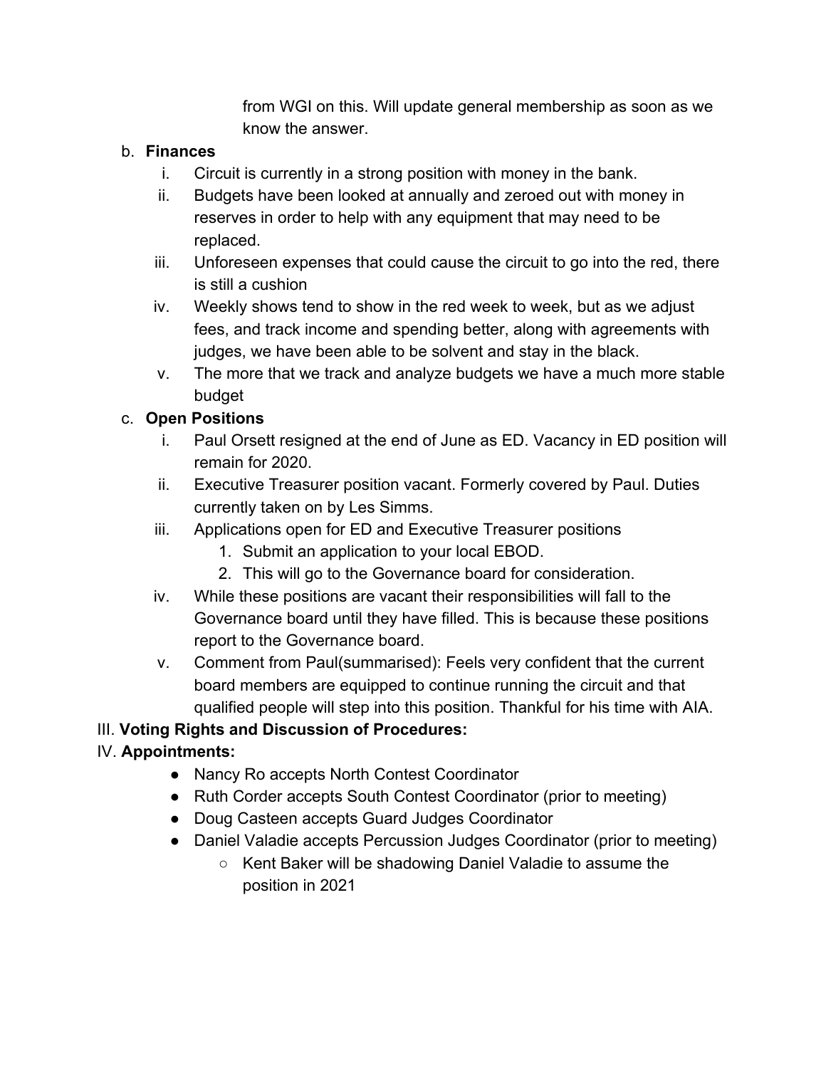from WGI on this. Will update general membership as soon as we know the answer.

b. **Finances**
   i. Circuit is currently in a strong position with money in the bank.
   ii. Budgets have been looked at annually and zeroed out with money in reserves in order to help with any equipment that may need to be replaced.
   iii. Unforeseen expenses that could cause the circuit to go into the red, there is still a cushion
   iv. Weekly shows tend to show in the red week to week, but as we adjust fees, and track income and spending better, along with agreements with judges, we have been able to be solvent and stay in the black.
   v. The more that we track and analyze budgets we have a much more stable budget

c. **Open Positions**
   i. Paul Orsett resigned at the end of June as ED. Vacancy in ED position will remain for 2020.
   ii. Executive Treasurer position vacant. Formerly covered by Paul. Duties currently taken on by Les Simms.
   iii. Applications open for ED and Executive Treasurer positions
      1. Submit an application to your local EBOD.
      2. This will go to the Governance board for consideration.
   iv. While these positions are vacant their responsibilities will fall to the Governance board until they have filled. This is because these positions report to the Governance board.
   v. Comment from Paul(summarised): Feels very confident that the current board members are equipped to continue running the circuit and that qualified people will step into this position. Thankful for his time with AIA.

III. **Voting Rights and Discussion of Procedures:**

IV. **Appointments:**

- Nancy Ro accepts North Contest Coordinator
- Ruth Corder accepts South Contest Coordinator (prior to meeting)
- Doug Casteen accepts Guard Judges Coordinator
- Daniel Valadie accepts Percussion Judges Coordinator (prior to meeting)
  - Kent Baker will be shadowing Daniel Valadie to assume the position in 2021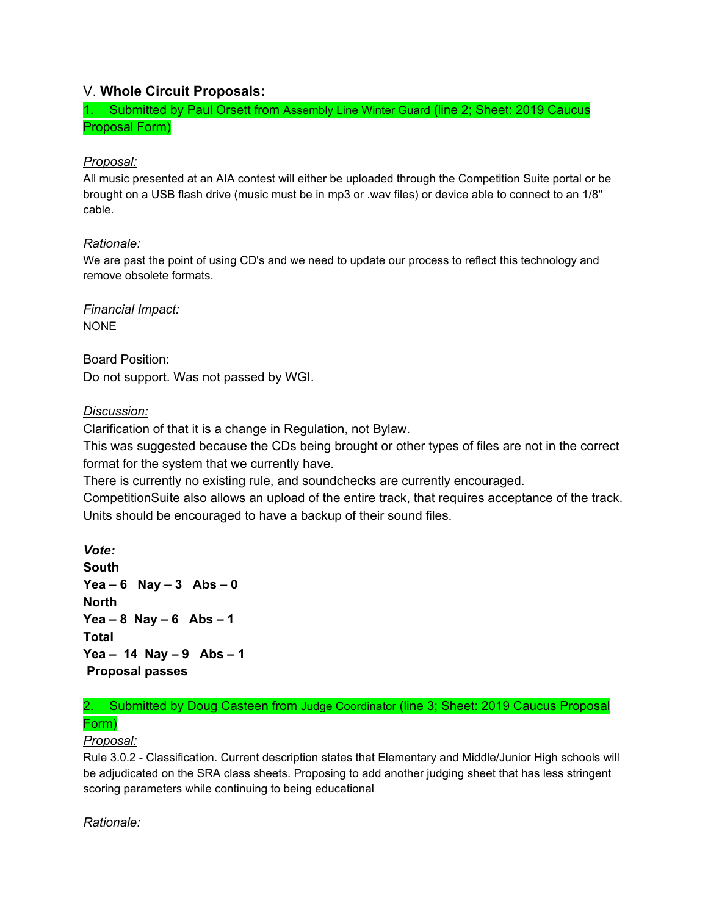## V. **Whole Circuit Proposals:**

1. Submitted by Paul Orsett from Assembly Line Winter Guard (line 2; Sheet: 2019 Caucus Proposal Form)

*Proposal:*

All music presented at an AIA contest will either be uploaded through the Competition Suite portal or be brought on a USB flash drive (music must be in mp3 or .wav files) or device able to connect to an 1/8" cable.

*Rationale:*

We are past the point of using CD's and we need to update our process to reflect this technology and remove obsolete formats.

*Financial Impact:*

NONE

Board Position:

Do not support. Was not passed by WGI.

*Discussion:*

Clarification of that it is a change in Regulation, not Bylaw.

This was suggested because the CDs being brought or other types of files are not in the correct format for the system that we currently have.

There is currently no existing rule, and soundchecks are currently encouraged.

CompetitionSuite also allows an upload of the entire track, that requires acceptance of the track.

Units should be encouraged to have a backup of their sound files.

***Vote:***

**South**

**Yea – 6 Nay – 3 Abs – 0**

**North**

**Yea – 8 Nay – 6 Abs – 1**

**Total**

**Yea – 14 Nay – 9 Abs – 1**

**Proposal passes**

2. Submitted by Doug Casteen from Judge Coordinator (line 3; Sheet: 2019 Caucus Proposal Form)

*Proposal:*

Rule 3.0.2 - Classification. Current description states that Elementary and Middle/Junior High schools will be adjudicated on the SRA class sheets. Proposing to add another judging sheet that has less stringent scoring parameters while continuing to being educational

*Rationale:*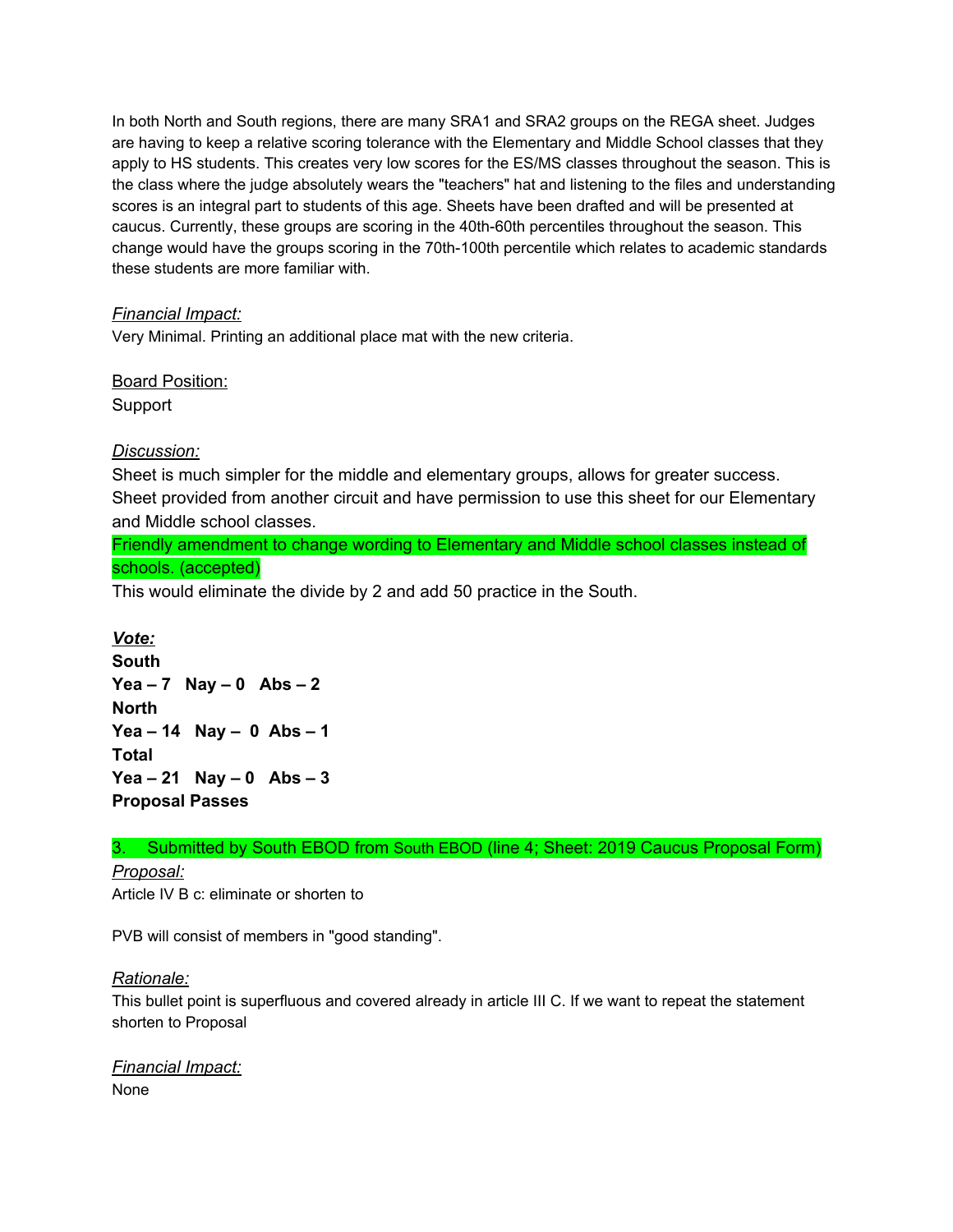In both North and South regions, there are many SRA1 and SRA2 groups on the REGA sheet. Judges are having to keep a relative scoring tolerance with the Elementary and Middle School classes that they apply to HS students. This creates very low scores for the ES/MS classes throughout the season. This is the class where the judge absolutely wears the "teachers" hat and listening to the files and understanding scores is an integral part to students of this age. Sheets have been drafted and will be presented at caucus. Currently, these groups are scoring in the 40th-60th percentiles throughout the season. This change would have the groups scoring in the 70th-100th percentile which relates to academic standards these students are more familiar with.

*Financial Impact:*

Very Minimal. Printing an additional place mat with the new criteria.

Board Position:

Support

*Discussion:*

Sheet is much simpler for the middle and elementary groups, allows for greater success. Sheet provided from another circuit and have permission to use this sheet for our Elementary and Middle school classes.

Friendly amendment to change wording to Elementary and Middle school classes instead of schools. (accepted)

This would eliminate the divide by 2 and add 50 practice in the South.

***Vote:***

**South**

**Yea – 7   Nay – 0   Abs – 2**

**North**

**Yea – 14   Nay – 0  Abs – 1**

**Total**

**Yea – 21   Nay – 0   Abs – 3**

**Proposal Passes**

3.    Submitted by South EBOD from South EBOD (line 4; Sheet: 2019 Caucus Proposal Form)

*Proposal:*

Article IV B c: eliminate or shorten to

PVB will consist of members in "good standing".

*Rationale:*

This bullet point is superfluous and covered already in article III C. If we want to repeat the statement shorten to Proposal

*Financial Impact:*

None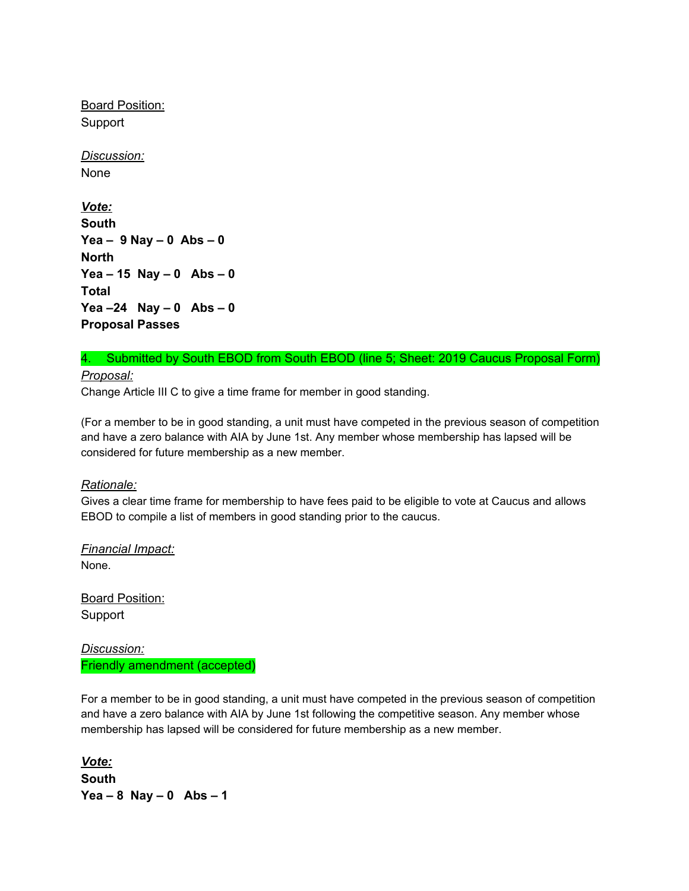Board Position:
Support

*Discussion:*
None

***Vote:***
**South**
**Yea – 9 Nay – 0 Abs – 0**
**North**
**Yea – 15 Nay – 0 Abs – 0**
**Total**
**Yea –24 Nay – 0 Abs – 0**
**Proposal Passes**

4. Submitted by South EBOD from South EBOD (line 5; Sheet: 2019 Caucus Proposal Form)

*Proposal:*
Change Article III C to give a time frame for member in good standing.

(For a member to be in good standing, a unit must have competed in the previous season of competition and have a zero balance with AIA by June 1st. Any member whose membership has lapsed will be considered for future membership as a new member.

*Rationale:*
Gives a clear time frame for membership to have fees paid to be eligible to vote at Caucus and allows EBOD to compile a list of members in good standing prior to the caucus.

*Financial Impact:*
None.

Board Position:
Support

*Discussion:*
Friendly amendment (accepted)

For a member to be in good standing, a unit must have competed in the previous season of competition and have a zero balance with AIA by June 1st following the competitive season. Any member whose membership has lapsed will be considered for future membership as a new member.

***Vote:***
**South**
**Yea – 8 Nay – 0 Abs – 1**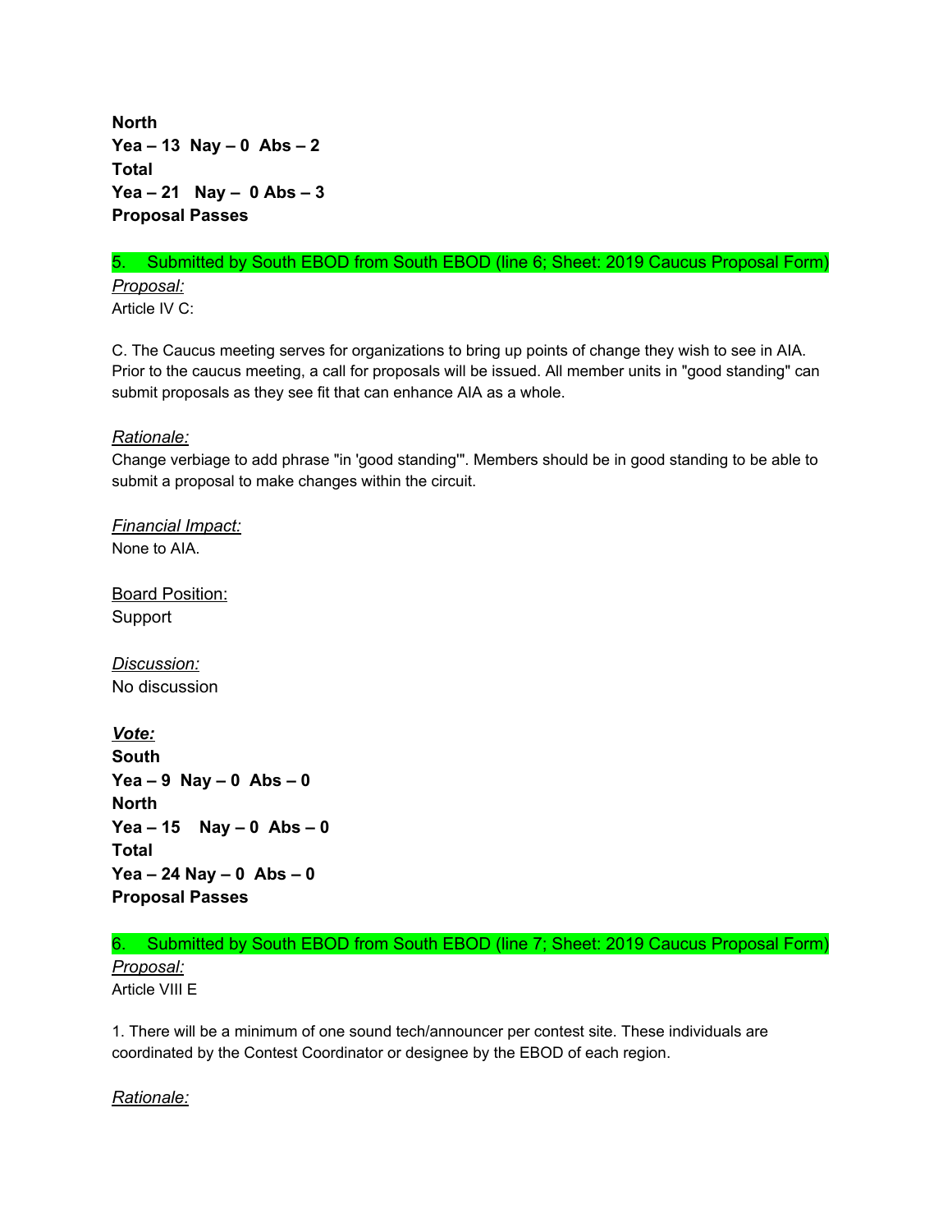**North**
**Yea – 13 Nay – 0 Abs – 2**
**Total**
**Yea – 21 Nay – 0 Abs – 3**
**Proposal Passes**

5. Submitted by South EBOD from South EBOD (line 6; Sheet: 2019 Caucus Proposal Form)

*Proposal:*
Article IV C:

C. The Caucus meeting serves for organizations to bring up points of change they wish to see in AIA. Prior to the caucus meeting, a call for proposals will be issued. All member units in "good standing" can submit proposals as they see fit that can enhance AIA as a whole.

*Rationale:*
Change verbiage to add phrase "in 'good standing'". Members should be in good standing to be able to submit a proposal to make changes within the circuit.

*Financial Impact:*
None to AIA.

Board Position:
Support

*Discussion:*
No discussion

***Vote:***
**South**
**Yea – 9 Nay – 0 Abs – 0**
**North**
**Yea – 15 Nay – 0 Abs – 0**
**Total**
**Yea – 24 Nay – 0 Abs – 0**
**Proposal Passes**

6. Submitted by South EBOD from South EBOD (line 7; Sheet: 2019 Caucus Proposal Form)

*Proposal:*
Article VIII E

1. There will be a minimum of one sound tech/announcer per contest site. These individuals are coordinated by the Contest Coordinator or designee by the EBOD of each region.

*Rationale:*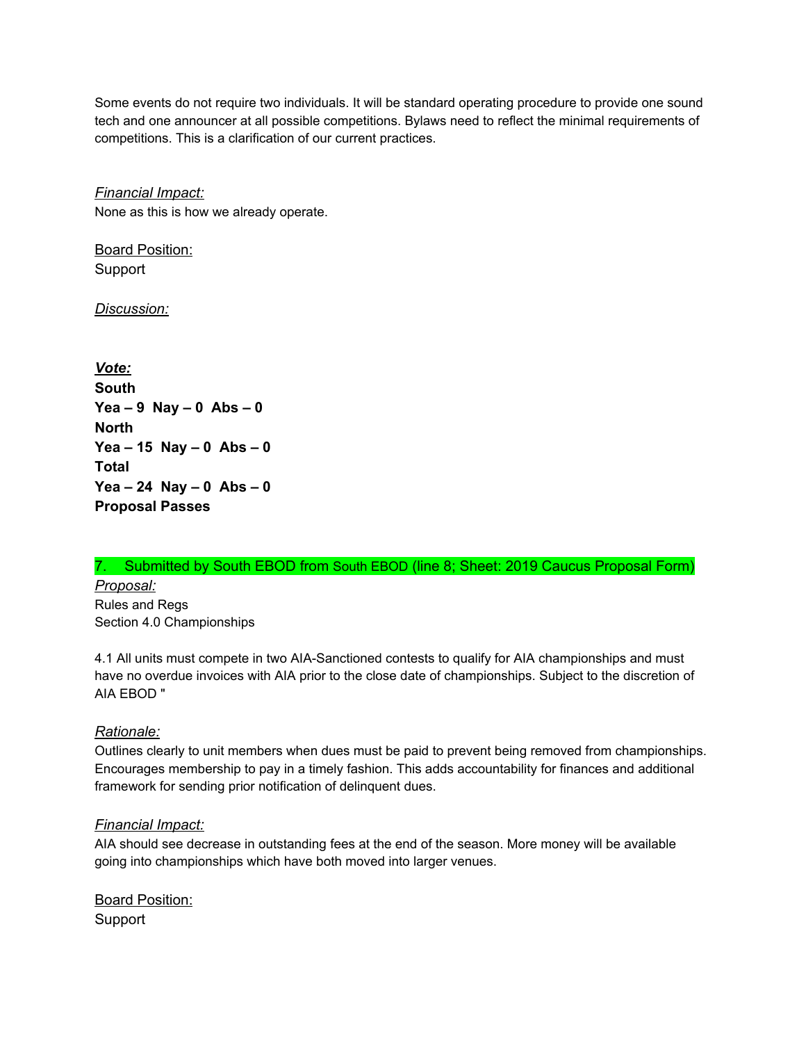Some events do not require two individuals. It will be standard operating procedure to provide one sound tech and one announcer at all possible competitions. Bylaws need to reflect the minimal requirements of competitions. This is a clarification of our current practices.

*Financial Impact:*
None as this is how we already operate.

Board Position:
Support

*Discussion:*

***Vote:***
**South**
**Yea – 9 Nay – 0 Abs – 0**
**North**
**Yea – 15 Nay – 0 Abs – 0**
**Total**
**Yea – 24 Nay – 0 Abs – 0**
**Proposal Passes**

7. Submitted by South EBOD from South EBOD (line 8; Sheet: 2019 Caucus Proposal Form)

*Proposal:*
Rules and Regs
Section 4.0 Championships

4.1 All units must compete in two AIA-Sanctioned contests to qualify for AIA championships and must have no overdue invoices with AIA prior to the close date of championships. Subject to the discretion of AIA EBOD "

*Rationale:*
Outlines clearly to unit members when dues must be paid to prevent being removed from championships. Encourages membership to pay in a timely fashion. This adds accountability for finances and additional framework for sending prior notification of delinquent dues.

*Financial Impact:*
AIA should see decrease in outstanding fees at the end of the season. More money will be available going into championships which have both moved into larger venues.

Board Position:
Support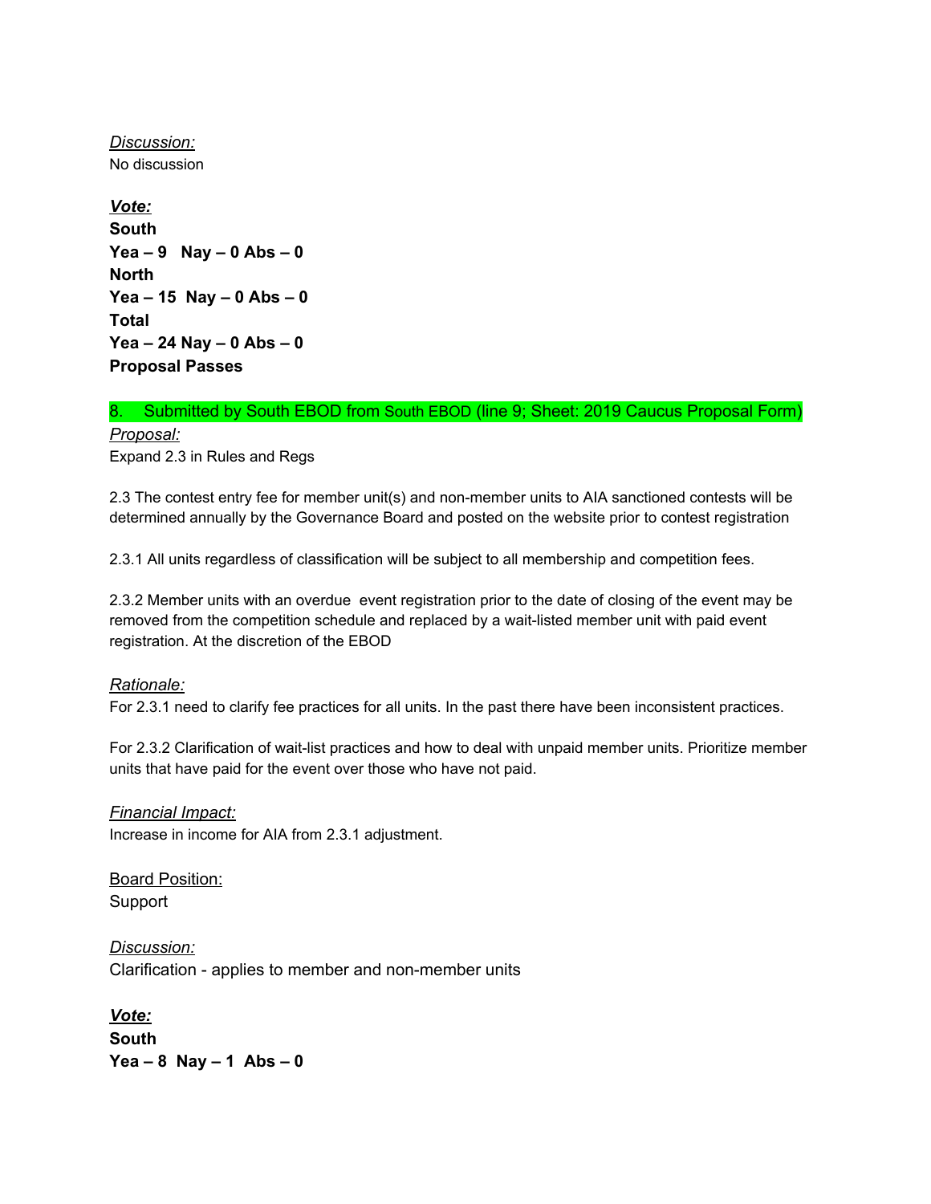*Discussion:*
No discussion

***Vote:***
**South**
**Yea – 9   Nay – 0 Abs – 0**
**North**
**Yea – 15  Nay – 0 Abs – 0**
**Total**
**Yea – 24 Nay – 0 Abs – 0**
**Proposal Passes**

8.    Submitted by South EBOD from South EBOD (line 9; Sheet: 2019 Caucus Proposal Form)

*Proposal:*
Expand 2.3 in Rules and Regs

2.3 The contest entry fee for member unit(s) and non-member units to AIA sanctioned contests will be determined annually by the Governance Board and posted on the website prior to contest registration

2.3.1 All units regardless of classification will be subject to all membership and competition fees.

2.3.2 Member units with an overdue  event registration prior to the date of closing of the event may be removed from the competition schedule and replaced by a wait-listed member unit with paid event registration. At the discretion of the EBOD

*Rationale:*
For 2.3.1 need to clarify fee practices for all units. In the past there have been inconsistent practices.

For 2.3.2 Clarification of wait-list practices and how to deal with unpaid member units. Prioritize member units that have paid for the event over those who have not paid.

*Financial Impact:*
Increase in income for AIA from 2.3.1 adjustment.

Board Position:
Support

*Discussion:*
Clarification - applies to member and non-member units

***Vote:***
**South**
**Yea – 8  Nay – 1  Abs – 0**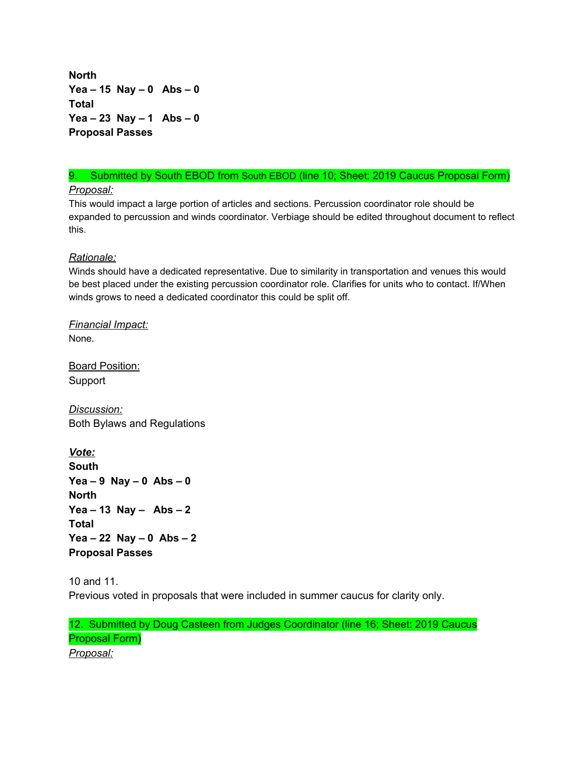**North**
**Yea – 15  Nay – 0   Abs – 0**
**Total**
**Yea – 23  Nay – 1   Abs – 0**
**Proposal Passes**

9.    Submitted by South EBOD from South EBOD (line 10; Sheet: 2019 Caucus Proposal Form)

*Proposal:*

This would impact a large portion of articles and sections. Percussion coordinator role should be expanded to percussion and winds coordinator. Verbiage should be edited throughout document to reflect this.

*Rationale:*

Winds should have a dedicated representative. Due to similarity in transportation and venues this would be best placed under the existing percussion coordinator role. Clarifies for units who to contact. If/When winds grows to need a dedicated coordinator this could be split off.

*Financial Impact:*

None.

Board Position:

Support

*Discussion:*

Both Bylaws and Regulations

***Vote:***

**South**
**Yea – 9  Nay – 0  Abs – 0**
**North**
**Yea – 13  Nay –   Abs – 2**
**Total**
**Yea – 22  Nay – 0  Abs – 2**
**Proposal Passes**

10 and 11.
Previous voted in proposals that were included in summer caucus for clarity only.

12.  Submitted by Doug Casteen from Judges Coordinator (line 16; Sheet: 2019 Caucus Proposal Form)

*Proposal:*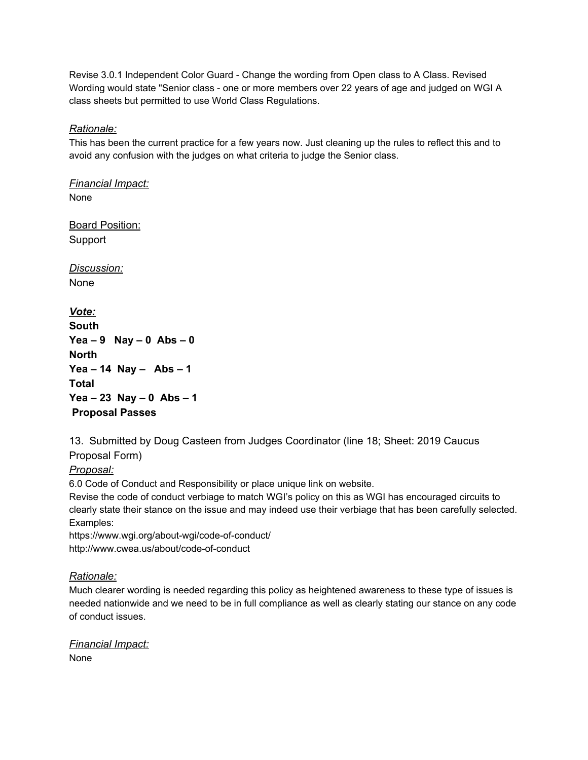Revise 3.0.1 Independent Color Guard - Change the wording from Open class to A Class. Revised Wording would state "Senior class - one or more members over 22 years of age and judged on WGI A class sheets but permitted to use World Class Regulations.

*Rationale:*
This has been the current practice for a few years now. Just cleaning up the rules to reflect this and to avoid any confusion with the judges on what criteria to judge the Senior class.

*Financial Impact:*
None

Board Position:
Support

*Discussion:*
None

***Vote:***
**South**
**Yea – 9   Nay – 0  Abs – 0**
**North**
**Yea – 14  Nay –   Abs – 1**
**Total**
**Yea – 23  Nay – 0  Abs – 1**
**Proposal Passes**

13. Submitted by Doug Casteen from Judges Coordinator (line 18; Sheet: 2019 Caucus Proposal Form)

*Proposal:*
6.0 Code of Conduct and Responsibility or place unique link on website.
Revise the code of conduct verbiage to match WGI's policy on this as WGI has encouraged circuits to clearly state their stance on the issue and may indeed use their verbiage that has been carefully selected.
Examples:
https://www.wgi.org/about-wgi/code-of-conduct/
http://www.cwea.us/about/code-of-conduct

*Rationale:*
Much clearer wording is needed regarding this policy as heightened awareness to these type of issues is needed nationwide and we need to be in full compliance as well as clearly stating our stance on any code of conduct issues.

*Financial Impact:*
None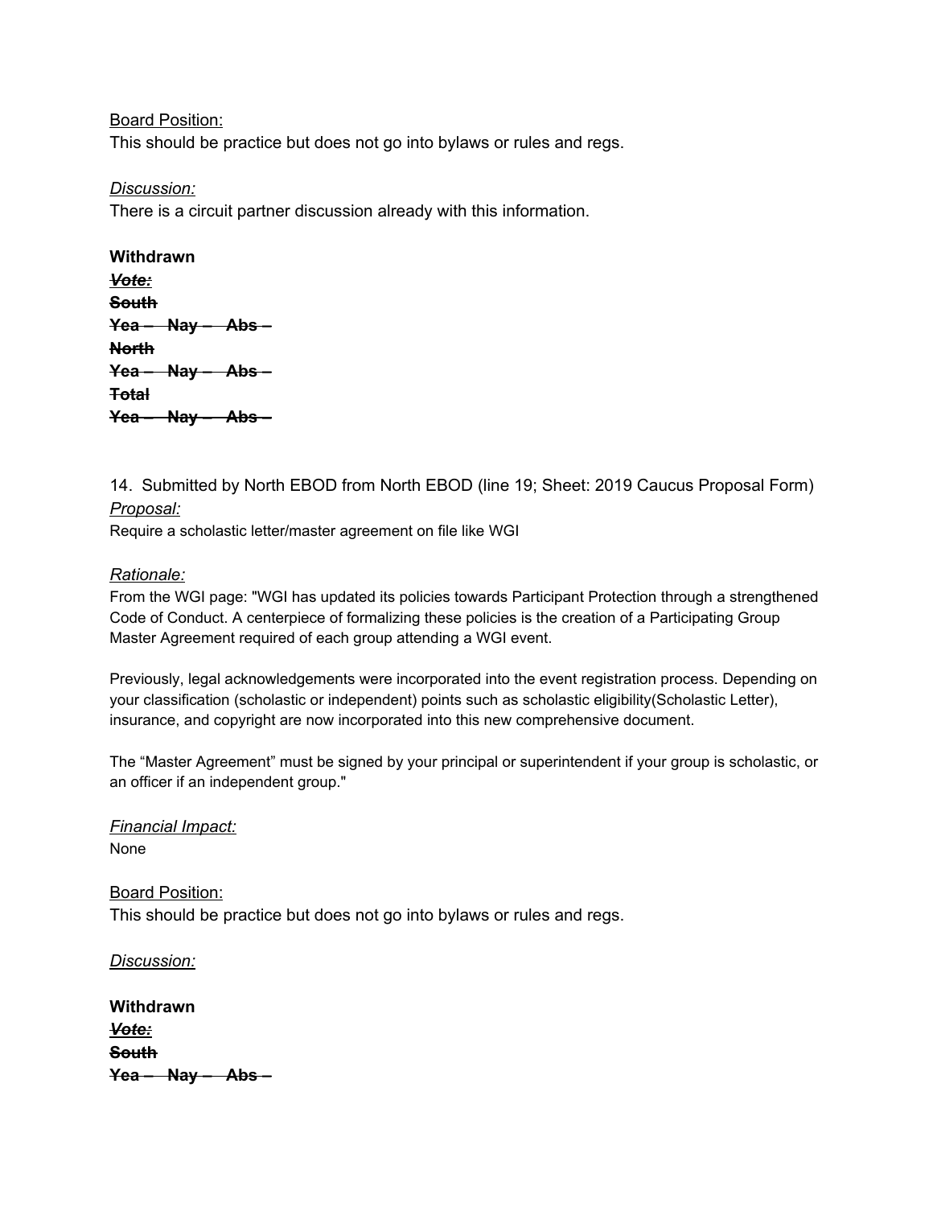<u>Board Position:</u>
This should be practice but does not go into bylaws or rules and regs.

<u>*Discussion:*</u>
There is a circuit partner discussion already with this information.

**Withdrawn**
~~***Vote:***~~
~~**South**~~
~~**Yea – Nay – Abs –**~~
~~**North**~~
~~**Yea – Nay – Abs –**~~
~~**Total**~~
~~**Yea – Nay – Abs –**~~

14. Submitted by North EBOD from North EBOD (line 19; Sheet: 2019 Caucus Proposal Form)
<u>*Proposal:*</u>
Require a scholastic letter/master agreement on file like WGI

<u>*Rationale:*</u>
From the WGI page: "WGI has updated its policies towards Participant Protection through a strengthened Code of Conduct. A centerpiece of formalizing these policies is the creation of a Participating Group Master Agreement required of each group attending a WGI event.

Previously, legal acknowledgements were incorporated into the event registration process. Depending on your classification (scholastic or independent) points such as scholastic eligibility(Scholastic Letter), insurance, and copyright are now incorporated into this new comprehensive document.

The "Master Agreement" must be signed by your principal or superintendent if your group is scholastic, or an officer if an independent group."

<u>*Financial Impact:*</u>
None

<u>Board Position:</u>
This should be practice but does not go into bylaws or rules and regs.

<u>*Discussion:*</u>

**Withdrawn**
~~***Vote:***~~
~~**South**~~
~~**Yea – Nay – Abs –**~~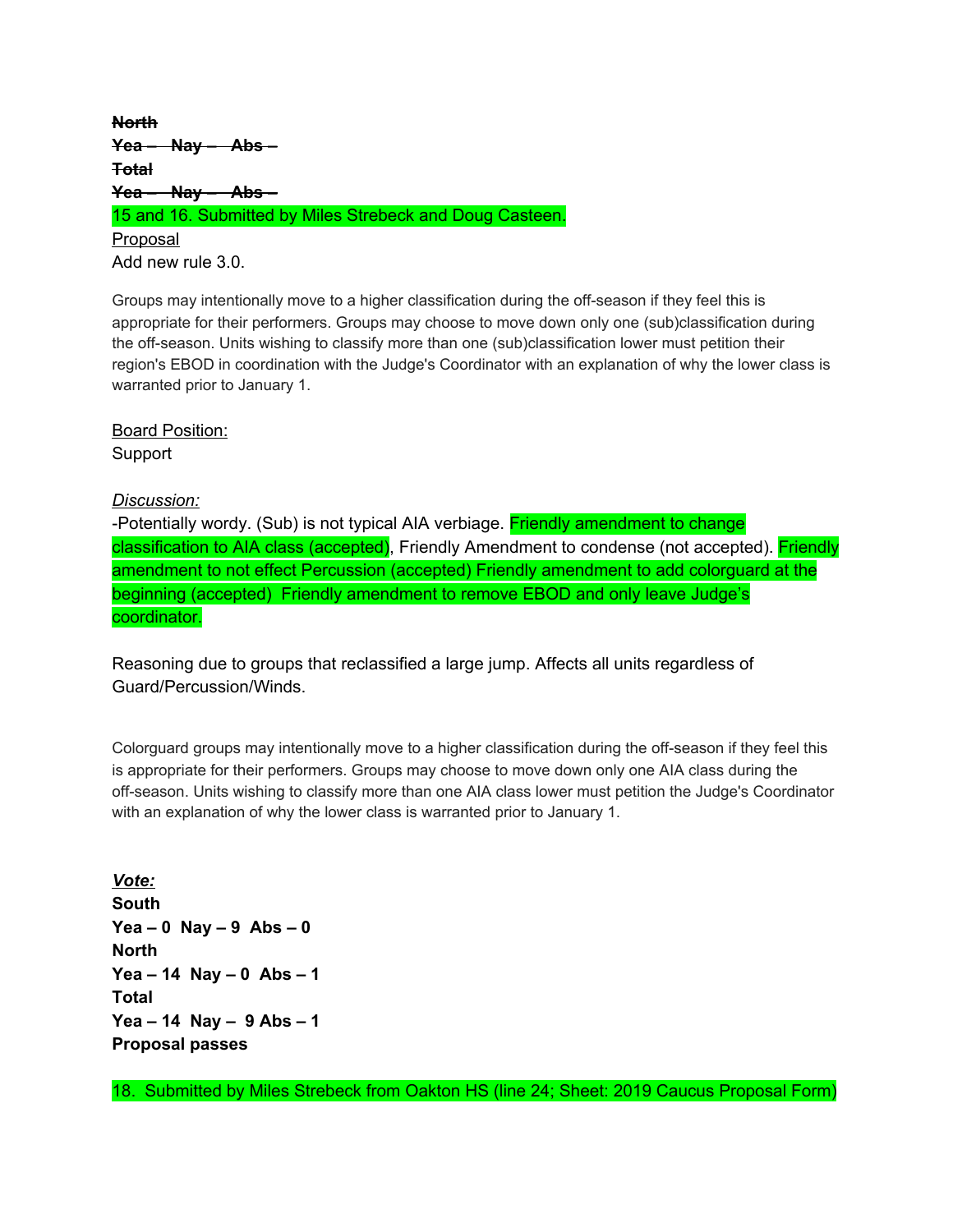~~**North**~~
~~**Yea – Nay – Abs –**~~
~~**Total**~~
~~**Yea – Nay – Abs –**~~

15 and 16. Submitted by Miles Strebeck and Doug Casteen.

Proposal
Add new rule 3.0.

Groups may intentionally move to a higher classification during the off-season if they feel this is appropriate for their performers. Groups may choose to move down only one (sub)classification during the off-season. Units wishing to classify more than one (sub)classification lower must petition their region's EBOD in coordination with the Judge's Coordinator with an explanation of why the lower class is warranted prior to January 1.

Board Position:
Support

*Discussion:*
-Potentially wordy. (Sub) is not typical AIA verbiage. Friendly amendment to change classification to AIA class (accepted), Friendly Amendment to condense (not accepted). Friendly amendment to not effect Percussion (accepted) Friendly amendment to add colorguard at the beginning (accepted) Friendly amendment to remove EBOD and only leave Judge's coordinator.

Reasoning due to groups that reclassified a large jump. Affects all units regardless of Guard/Percussion/Winds.

Colorguard groups may intentionally move to a higher classification during the off-season if they feel this is appropriate for their performers. Groups may choose to move down only one AIA class during the off-season. Units wishing to classify more than one AIA class lower must petition the Judge's Coordinator with an explanation of why the lower class is warranted prior to January 1.

***Vote:***
**South**
**Yea – 0 Nay – 9 Abs – 0**
**North**
**Yea – 14 Nay – 0 Abs – 1**
**Total**
**Yea – 14 Nay – 9 Abs – 1**
**Proposal passes**

18. Submitted by Miles Strebeck from Oakton HS (line 24; Sheet: 2019 Caucus Proposal Form)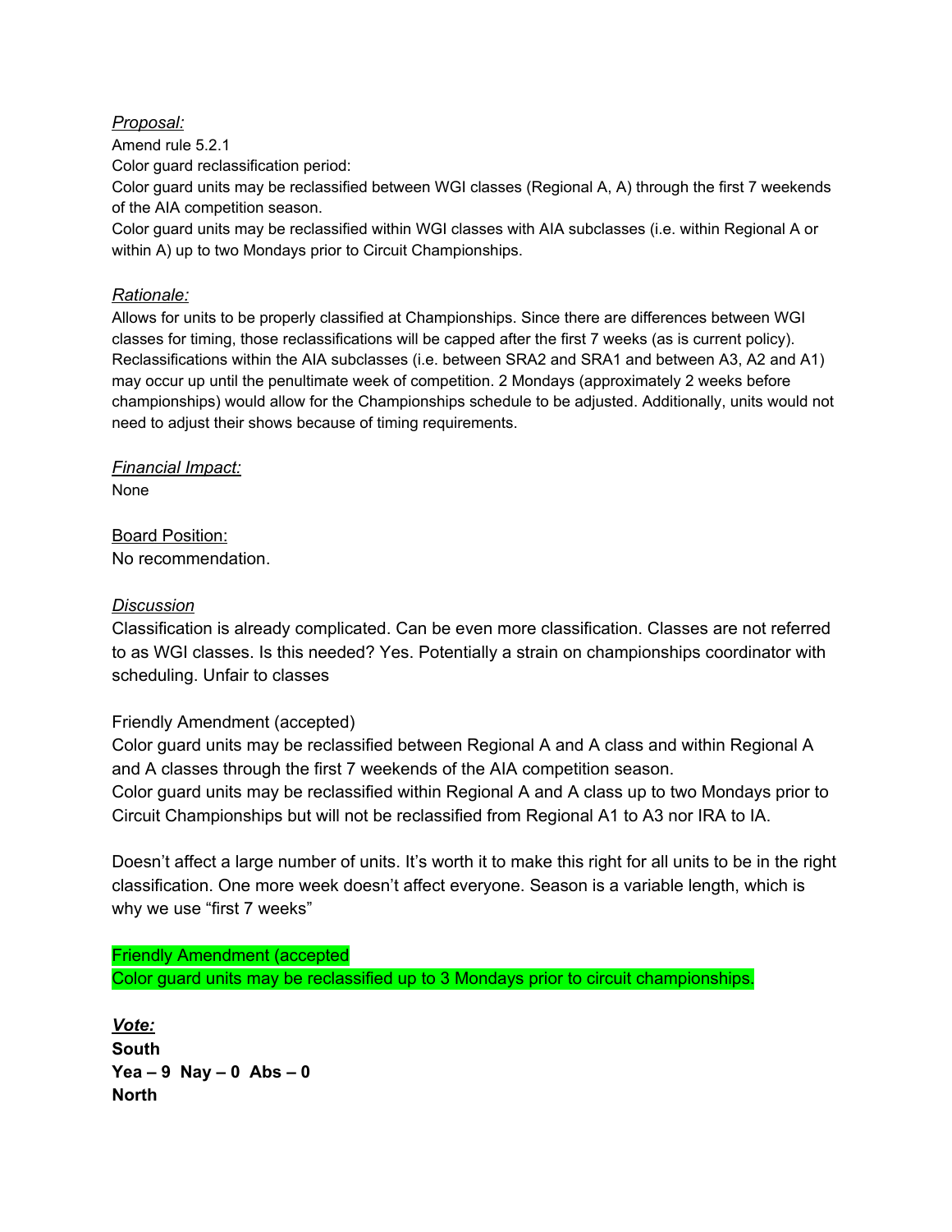*Proposal:*

Amend rule 5.2.1

Color guard reclassification period:

Color guard units may be reclassified between WGI classes (Regional A, A) through the first 7 weekends of the AIA competition season.

Color guard units may be reclassified within WGI classes with AIA subclasses (i.e. within Regional A or within A) up to two Mondays prior to Circuit Championships.

*Rationale:*

Allows for units to be properly classified at Championships. Since there are differences between WGI classes for timing, those reclassifications will be capped after the first 7 weeks (as is current policy). Reclassifications within the AIA subclasses (i.e. between SRA2 and SRA1 and between A3, A2 and A1) may occur up until the penultimate week of competition. 2 Mondays (approximately 2 weeks before championships) would allow for the Championships schedule to be adjusted. Additionally, units would not need to adjust their shows because of timing requirements.

*Financial Impact:*

None

Board Position:

No recommendation.

*Discussion*

Classification is already complicated. Can be even more classification. Classes are not referred to as WGI classes. Is this needed? Yes. Potentially a strain on championships coordinator with scheduling. Unfair to classes

Friendly Amendment (accepted)

Color guard units may be reclassified between Regional A and A class and within Regional A and A classes through the first 7 weekends of the AIA competition season.

Color guard units may be reclassified within Regional A and A class up to two Mondays prior to Circuit Championships but will not be reclassified from Regional A1 to A3 nor IRA to IA.

Doesn't affect a large number of units. It's worth it to make this right for all units to be in the right classification. One more week doesn't affect everyone. Season is a variable length, which is why we use "first 7 weeks"

Friendly Amendment (accepted

Color guard units may be reclassified up to 3 Mondays prior to circuit championships.

***Vote:***

**South**

**Yea – 9 Nay – 0 Abs – 0**

**North**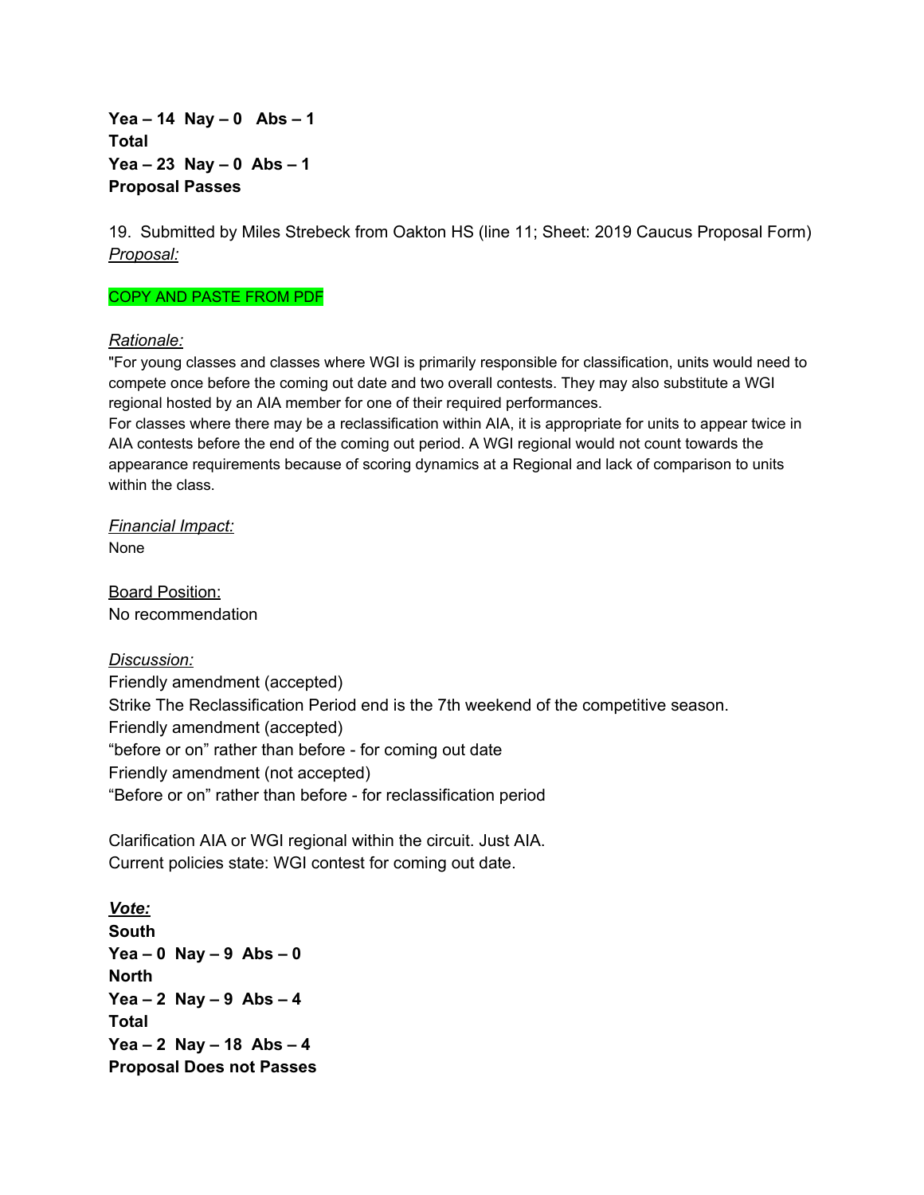**Yea – 14  Nay – 0   Abs – 1**
**Total**
**Yea – 23  Nay – 0  Abs – 1**
**Proposal Passes**

19. Submitted by Miles Strebeck from Oakton HS (line 11; Sheet: 2019 Caucus Proposal Form)
*Proposal:*

COPY AND PASTE FROM PDF

*Rationale:*
"For young classes and classes where WGI is primarily responsible for classification, units would need to compete once before the coming out date and two overall contests. They may also substitute a WGI regional hosted by an AIA member for one of their required performances.
For classes where there may be a reclassification within AIA, it is appropriate for units to appear twice in AIA contests before the end of the coming out period. A WGI regional would not count towards the appearance requirements because of scoring dynamics at a Regional and lack of comparison to units within the class.

*Financial Impact:*
None

Board Position:
No recommendation

*Discussion:*
Friendly amendment (accepted)
Strike The Reclassification Period end is the 7th weekend of the competitive season.
Friendly amendment (accepted)
“before or on” rather than before - for coming out date
Friendly amendment (not accepted)
“Before or on” rather than before - for reclassification period

Clarification AIA or WGI regional within the circuit. Just AIA.
Current policies state: WGI contest for coming out date.

***Vote:***
**South**
**Yea – 0  Nay – 9  Abs – 0**
**North**
**Yea – 2  Nay – 9  Abs – 4**
**Total**
**Yea – 2  Nay – 18  Abs – 4**
**Proposal Does not Passes**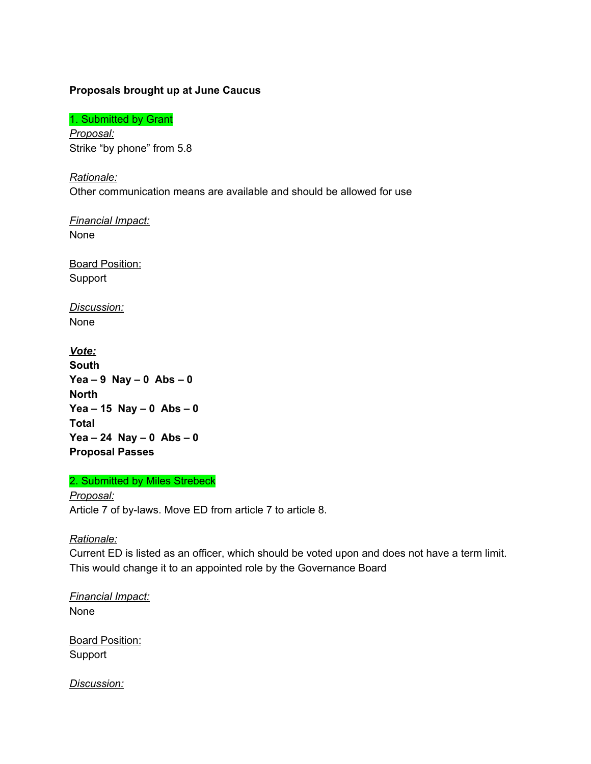**Proposals brought up at June Caucus**

1. Submitted by Grant

*Proposal:*

Strike “by phone” from 5.8

*Rationale:*

Other communication means are available and should be allowed for use

*Financial Impact:*

None

Board Position:

Support

*Discussion:*

None

***Vote:***

**South**

**Yea – 9 Nay – 0 Abs – 0**

**North**

**Yea – 15 Nay – 0 Abs – 0**

**Total**

**Yea – 24 Nay – 0 Abs – 0**

**Proposal Passes**

2. Submitted by Miles Strebeck

*Proposal:*

Article 7 of by-laws. Move ED from article 7 to article 8.

*Rationale:*

Current ED is listed as an officer, which should be voted upon and does not have a term limit. This would change it to an appointed role by the Governance Board

*Financial Impact:*

None

Board Position:

Support

*Discussion:*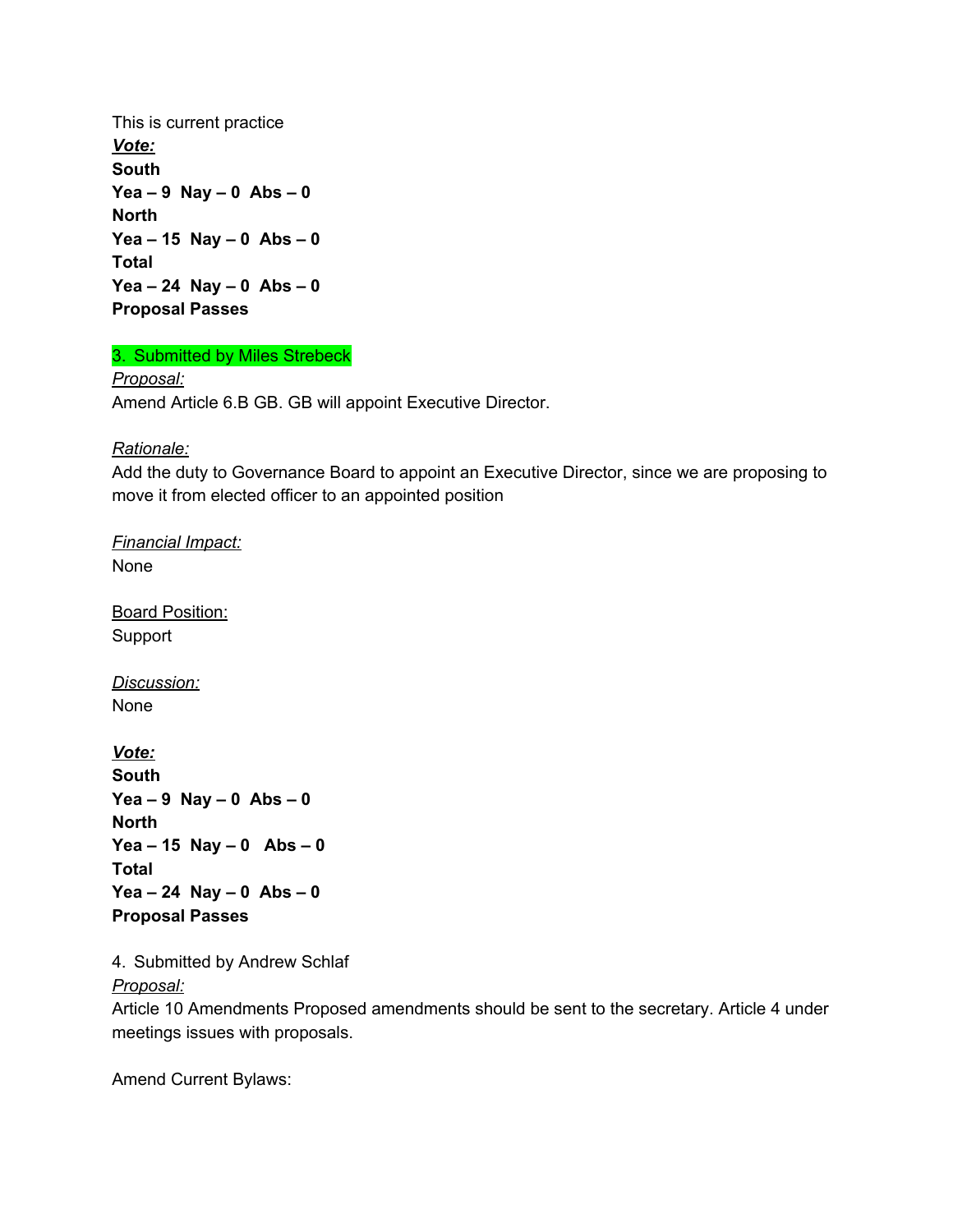This is current practice

***Vote:***

**South**

**Yea – 9  Nay – 0  Abs – 0**

**North**

**Yea – 15  Nay – 0  Abs – 0**

**Total**

**Yea – 24  Nay – 0  Abs – 0**

**Proposal Passes**

3. Submitted by Miles Strebeck

*Proposal:*

Amend Article 6.B GB. GB will appoint Executive Director.

*Rationale:*

Add the duty to Governance Board to appoint an Executive Director, since we are proposing to move it from elected officer to an appointed position

*Financial Impact:*

None

Board Position:

Support

*Discussion:*

None

***Vote:***

**South**

**Yea – 9  Nay – 0  Abs – 0**

**North**

**Yea – 15  Nay – 0   Abs – 0**

**Total**

**Yea – 24  Nay – 0  Abs – 0**

**Proposal Passes**

4. Submitted by Andrew Schlaf

*Proposal:*

Article 10 Amendments Proposed amendments should be sent to the secretary. Article 4 under meetings issues with proposals.

Amend Current Bylaws: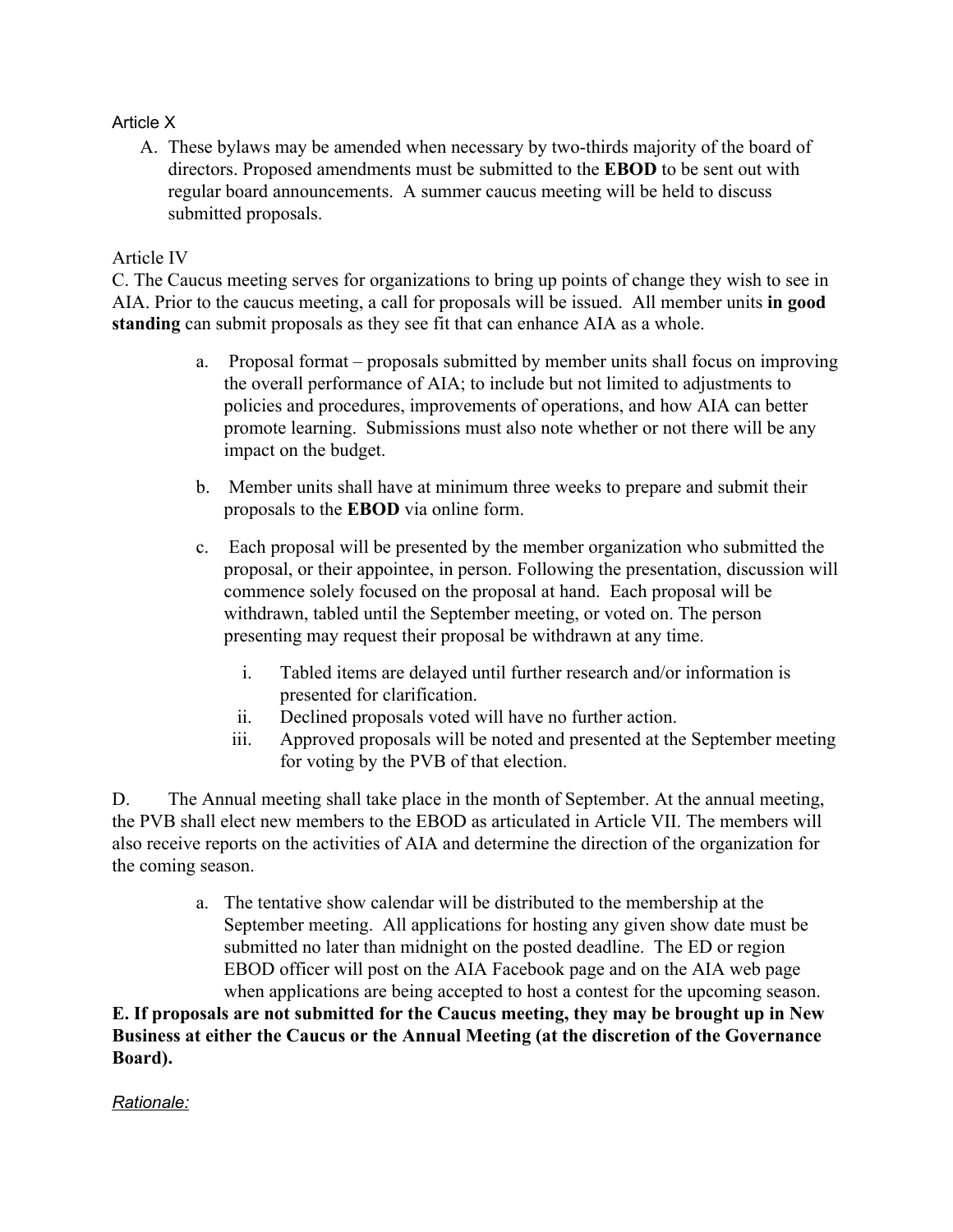Article X

A. These bylaws may be amended when necessary by two-thirds majority of the board of directors. Proposed amendments must be submitted to the **EBOD** to be sent out with regular board announcements. A summer caucus meeting will be held to discuss submitted proposals.

Article IV

C. The Caucus meeting serves for organizations to bring up points of change they wish to see in AIA. Prior to the caucus meeting, a call for proposals will be issued. All member units **in good standing** can submit proposals as they see fit that can enhance AIA as a whole.

a. Proposal format – proposals submitted by member units shall focus on improving the overall performance of AIA; to include but not limited to adjustments to policies and procedures, improvements of operations, and how AIA can better promote learning. Submissions must also note whether or not there will be any impact on the budget.

b. Member units shall have at minimum three weeks to prepare and submit their proposals to the **EBOD** via online form.

c. Each proposal will be presented by the member organization who submitted the proposal, or their appointee, in person. Following the presentation, discussion will commence solely focused on the proposal at hand. Each proposal will be withdrawn, tabled until the September meeting, or voted on. The person presenting may request their proposal be withdrawn at any time.

   i. Tabled items are delayed until further research and/or information is presented for clarification.
   ii. Declined proposals voted will have no further action.
   iii. Approved proposals will be noted and presented at the September meeting for voting by the PVB of that election.

D. The Annual meeting shall take place in the month of September. At the annual meeting, the PVB shall elect new members to the EBOD as articulated in Article VII. The members will also receive reports on the activities of AIA and determine the direction of the organization for the coming season.

a. The tentative show calendar will be distributed to the membership at the September meeting. All applications for hosting any given show date must be submitted no later than midnight on the posted deadline. The ED or region EBOD officer will post on the AIA Facebook page and on the AIA web page when applications are being accepted to host a contest for the upcoming season.

**E. If proposals are not submitted for the Caucus meeting, they may be brought up in New Business at either the Caucus or the Annual Meeting (at the discretion of the Governance Board).**

*Rationale:*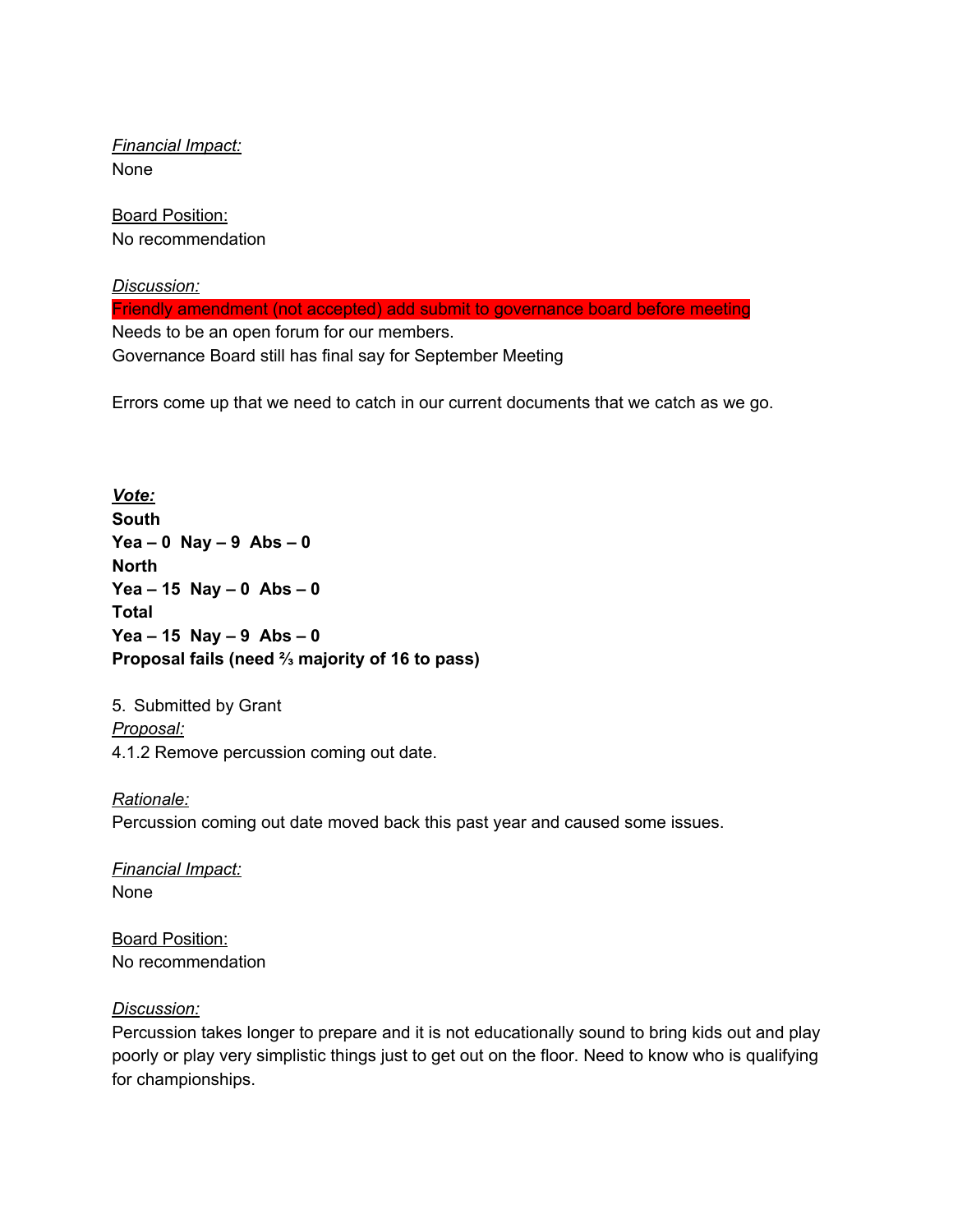*Financial Impact:*
None

Board Position:
No recommendation

*Discussion:*
Friendly amendment (not accepted) add submit to governance board before meeting
Needs to be an open forum for our members.
Governance Board still has final say for September Meeting

Errors come up that we need to catch in our current documents that we catch as we go.

***Vote:***
**South**
**Yea – 0 Nay – 9 Abs – 0**
**North**
**Yea – 15 Nay – 0 Abs – 0**
**Total**
**Yea – 15 Nay – 9 Abs – 0**
**Proposal fails (need ⅔ majority of 16 to pass)**

5. Submitted by Grant
*Proposal:*
4.1.2 Remove percussion coming out date.

*Rationale:*
Percussion coming out date moved back this past year and caused some issues.

*Financial Impact:*
None

Board Position:
No recommendation

*Discussion:*
Percussion takes longer to prepare and it is not educationally sound to bring kids out and play poorly or play very simplistic things just to get out on the floor. Need to know who is qualifying for championships.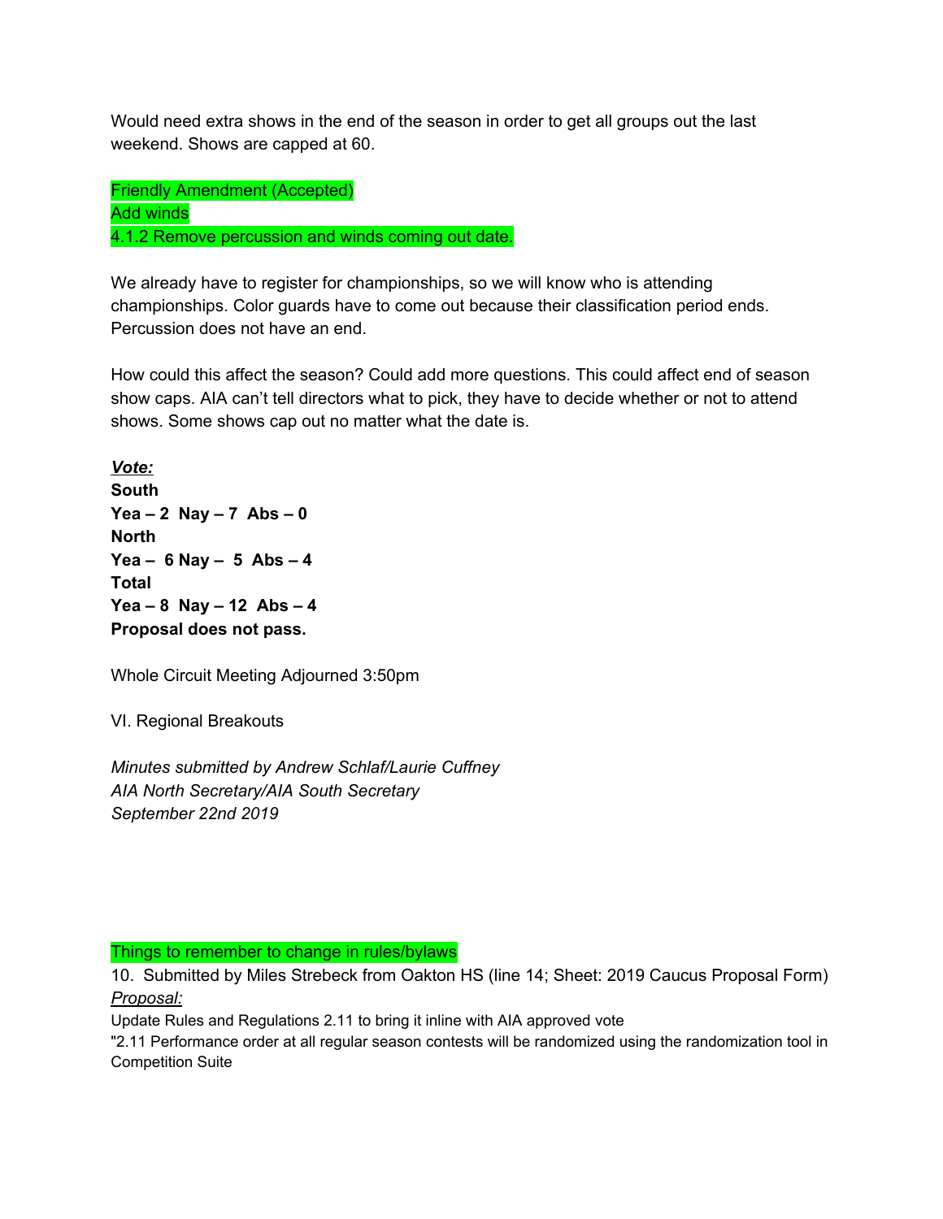Would need extra shows in the end of the season in order to get all groups out the last weekend. Shows are capped at 60.

Friendly Amendment (Accepted)
Add winds
4.1.2 Remove percussion and winds coming out date.

We already have to register for championships, so we will know who is attending championships. Color guards have to come out because their classification period ends. Percussion does not have an end.

How could this affect the season? Could add more questions. This could affect end of season show caps. AIA can't tell directors what to pick, they have to decide whether or not to attend shows. Some shows cap out no matter what the date is.

***Vote:***
**South**
**Yea – 2  Nay – 7  Abs – 0**
**North**
**Yea –  6 Nay –  5  Abs – 4**
**Total**
**Yea – 8  Nay – 12  Abs – 4**
**Proposal does not pass.**

Whole Circuit Meeting Adjourned 3:50pm

VI. Regional Breakouts

*Minutes submitted by Andrew Schlaf/Laurie Cuffney*
*AIA North Secretary/AIA South Secretary*
*September 22nd 2019*

Things to remember to change in rules/bylaws
10. Submitted by Miles Strebeck from Oakton HS (line 14; Sheet: 2019 Caucus Proposal Form)
*Proposal:*
Update Rules and Regulations 2.11 to bring it inline with AIA approved vote
"2.11 Performance order at all regular season contests will be randomized using the randomization tool in Competition Suite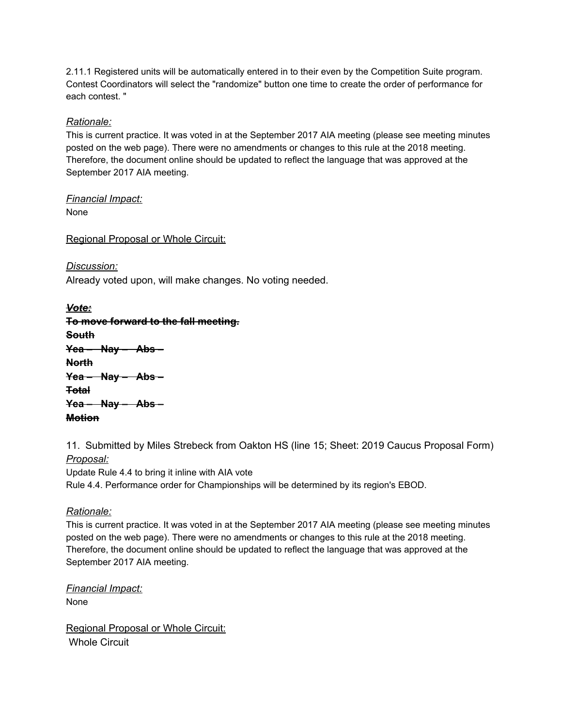2.11.1 Registered units will be automatically entered in to their even by the Competition Suite program. Contest Coordinators will select the "randomize" button one time to create the order of performance for each contest. "

*Rationale:*

This is current practice. It was voted in at the September 2017 AIA meeting (please see meeting minutes posted on the web page). There were no amendments or changes to this rule at the 2018 meeting. Therefore, the document online should be updated to reflect the language that was approved at the September 2017 AIA meeting.

*Financial Impact:*

None

Regional Proposal or Whole Circuit:

*Discussion:*

Already voted upon, will make changes. No voting needed.

~~***Vote:***~~

~~**To move forward to the fall meeting.**~~

~~**South**~~

~~**Yea – Nay – Abs –**~~

~~**North**~~

~~**Yea – Nay – Abs –**~~

~~**Total**~~

~~**Yea – Nay – Abs –**~~

~~**Motion**~~

11. Submitted by Miles Strebeck from Oakton HS (line 15; Sheet: 2019 Caucus Proposal Form)

*Proposal:*

Update Rule 4.4 to bring it inline with AIA vote

Rule 4.4. Performance order for Championships will be determined by its region's EBOD.

*Rationale:*

This is current practice. It was voted in at the September 2017 AIA meeting (please see meeting minutes posted on the web page). There were no amendments or changes to this rule at the 2018 meeting. Therefore, the document online should be updated to reflect the language that was approved at the September 2017 AIA meeting.

*Financial Impact:*

None

Regional Proposal or Whole Circuit:

Whole Circuit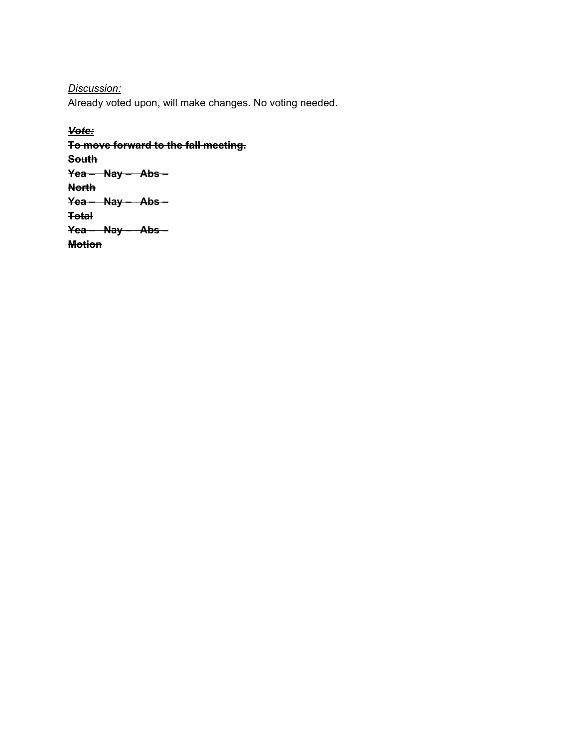*Discussion:*
Already voted upon, will make changes. No voting needed.

~~***Vote:***~~
~~**To move forward to the fall meeting.**~~
~~**South**~~
~~**Yea – Nay – Abs –**~~
~~**North**~~
~~**Yea – Nay – Abs –**~~
~~**Total**~~
~~**Yea – Nay – Abs –**~~
~~**Motion**~~